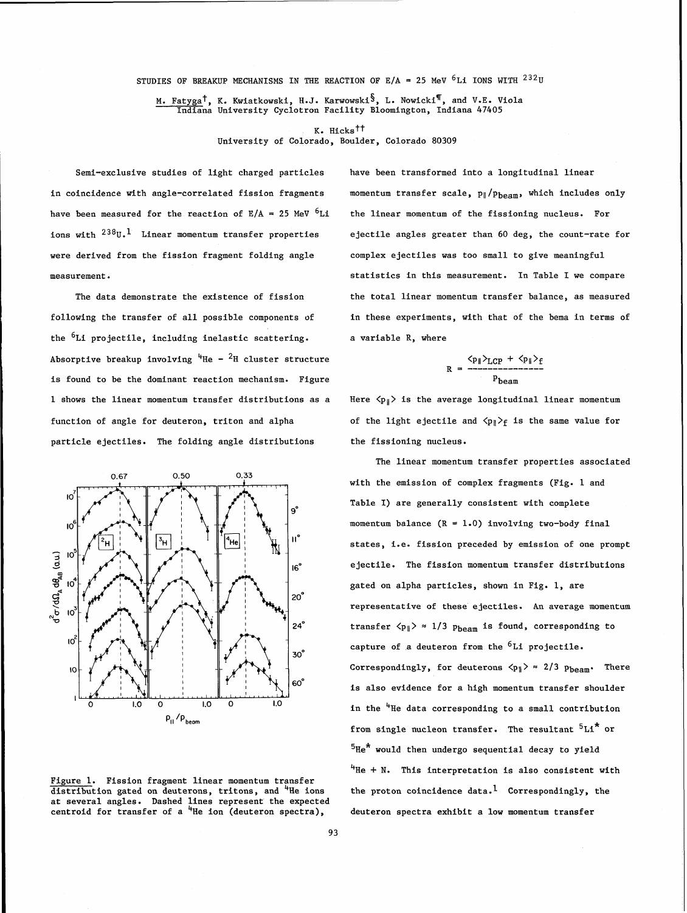# STUDIES OF BREAKUP MECHANISMS IN THE REACTION OF E/A = 25 MeV $^6$Li IONS WITH $^{232}$U

M. Fatyga[†], K. Kwiatkowski, H.J. Karwowski[§], L. Nowicki[¶], and V.E. Viola
Indiana University Cyclotron Facility Bloomington, Indiana 47405

K. Hicks[††]
University of Colorado, Boulder, Colorado 80309

Semi-exclusive studies of light charged particles in coincidence with angle-correlated fission fragments have been measured for the reaction of E/A = 25 MeV $^6$Li ions with $^{238}$U.[1] Linear momentum transfer properties were derived from the fission fragment folding angle measurement.

The data demonstrate the existence of fission following the transfer of all possible components of the $^6$Li projectile, including inelastic scattering. Absorptive breakup involving $^4$He - $^2$H cluster structure is found to be the dominant reaction mechanism. Figure 1 shows the linear momentum transfer distributions as a function of angle for deuteron, triton and alpha particle ejectiles. The folding angle distributions have been transformed into a longitudinal linear momentum transfer scale, $p_\parallel/p_{beam}$, which includes only the linear momentum of the fissioning nucleus. For ejectile angles greater than 60 deg, the count-rate for complex ejectiles was too small to give meaningful statistics in this measurement. In Table I we compare the total linear momentum transfer balance, as measured in these experiments, with that of the bema in terms of a variable R, where

$$R = \frac{\langle p_\parallel \rangle_{LCP} + \langle p_\parallel \rangle_f}{p_{beam}}$$

Here $\langle p_\parallel \rangle$ is the average longitudinal linear momentum of the light ejectile and $\langle p_\parallel \rangle_f$ is the same value for the fissioning nucleus.

0.67
0.50
0.33
$10^7$
$10^6$
$10^5$
$10^4$
$10^3$
$10^2$
10
1
$^2$H
$^3$H
$^4$He
9°
11°
16°
20°
24°
30°
60°
$d^2\sigma/d\Omega_A\, d\theta_{AB}$ (a.u.)
0
1.0
0
1.0
0
1.0
$P_\parallel/P_{beam}$

Figure 1. Fission fragment linear momentum transfer distribution gated on deuterons, tritons, and $^4$He ions at several angles. Dashed lines represent the expected centroid for transfer of a $^4$He ion (deuteron spectra),

The linear momentum transfer properties associated with the emission of complex fragments (Fig. 1 and Table I) are generally consistent with complete momentum balance (R = 1.0) involving two-body final states, i.e. fission preceded by emission of one prompt ejectile. The fission momentum transfer distributions gated on alpha particles, shown in Fig. 1, are representative of these ejectiles. An average momentum transfer $\langle p_\parallel \rangle \approx 1/3\ p_{beam}$ is found, corresponding to capture of a deuteron from the $^6$Li projectile. Correspondingly, for deuterons $\langle p_\parallel \rangle \approx 2/3\ p_{beam}$. There is also evidence for a high momentum transfer shoulder in the $^4$He data corresponding to a small contribution from single nucleon transfer. The resultant $^5$Li$^*$ or $^5$He$^*$ would then undergo sequential decay to yield $^4$He + N. This interpretation is also consistent with the proton coincidence data.[1] Correspondingly, the deuteron spectra exhibit a low momentum transfer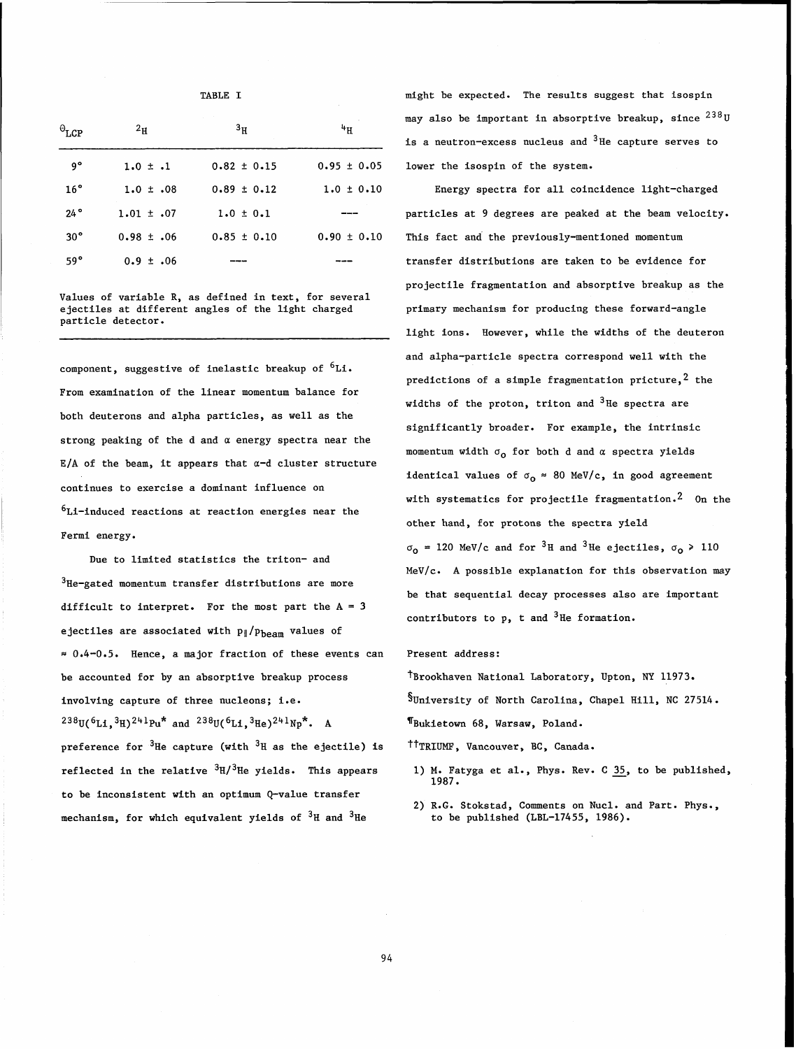TABLE I

| $\Theta_{LCP}$ | $^2H$ | $^3H$ | $^4H$ |
|---|---|---|---|
| 9° | 1.0 ± .1 | 0.82 ± 0.15 | 0.95 ± 0.05 |
| 16° | 1.0 ± .08 | 0.89 ± 0.12 | 1.0 ± 0.10 |
| 24° | 1.01 ± .07 | 1.0 ± 0.1 | --- |
| 30° | 0.98 ± .06 | 0.85 ± 0.10 | 0.90 ± 0.10 |
| 59° | 0.9 ± .06 | --- | --- |

Values of variable R, as defined in text, for several ejectiles at different angles of the light charged particle detector.

component, suggestive of inelastic breakup of $^6Li$. From examination of the linear momentum balance for both deuterons and alpha particles, as well as the strong peaking of the d and $\alpha$ energy spectra near the E/A of the beam, it appears that $\alpha$-d cluster structure continues to exercise a dominant influence on $^6Li$-induced reactions at reaction energies near the Fermi energy.

Due to limited statistics the triton- and $^3He$-gated momentum transfer distributions are more difficult to interpret. For the most part the A = 3 ejectiles are associated with $p_{\parallel}/p_{beam}$ values of $\approx 0.4$–$0.5$. Hence, a major fraction of these events can be accounted for by an absorptive breakup process involving capture of three nucleons; i.e. $^{238}U(^6Li,^3H)^{241}Pu^*$ and $^{238}U(^6Li,^3He)^{241}Np^*$. A preference for $^3He$ capture (with $^3H$ as the ejectile) is reflected in the relative $^3H/^3He$ yields. This appears to be inconsistent with an optimum Q-value transfer mechanism, for which equivalent yields of $^3H$ and $^3He$ might be expected. The results suggest that isospin may also be important in absorptive breakup, since $^{238}U$ is a neutron-excess nucleus and $^3He$ capture serves to lower the isospin of the system.

Energy spectra for all coincidence light-charged particles at 9 degrees are peaked at the beam velocity. This fact and the previously-mentioned momentum transfer distributions are taken to be evidence for projectile fragmentation and absorptive breakup as the primary mechanism for producing these forward-angle light ions. However, while the widths of the deuteron and alpha-particle spectra correspond well with the predictions of a simple fragmentation pricture,[2] the widths of the proton, triton and $^3He$ spectra are significantly broader. For example, the intrinsic momentum width $\sigma_o$ for both d and $\alpha$ spectra yields identical values of $\sigma_o \approx 80$ MeV/c, in good agreement with systematics for projectile fragmentation.[2] On the other hand, for protons the spectra yield $\sigma_o = 120$ MeV/c and for $^3H$ and $^3He$ ejectiles, $\sigma_o > 110$ MeV/c. A possible explanation for this observation may be that sequential decay processes also are important contributors to p, t and $^3He$ formation.

Present address:

†Brookhaven National Laboratory, Upton, NY 11973.

§University of North Carolina, Chapel Hill, NC 27514.

¶Bukietown 68, Warsaw, Poland.

††TRIUMF, Vancouver, BC, Canada.

1) M. Fatyga et al., Phys. Rev. C 35, to be published, 1987.
2) R.G. Stokstad, Comments on Nucl. and Part. Phys., to be published (LBL-17455, 1986).